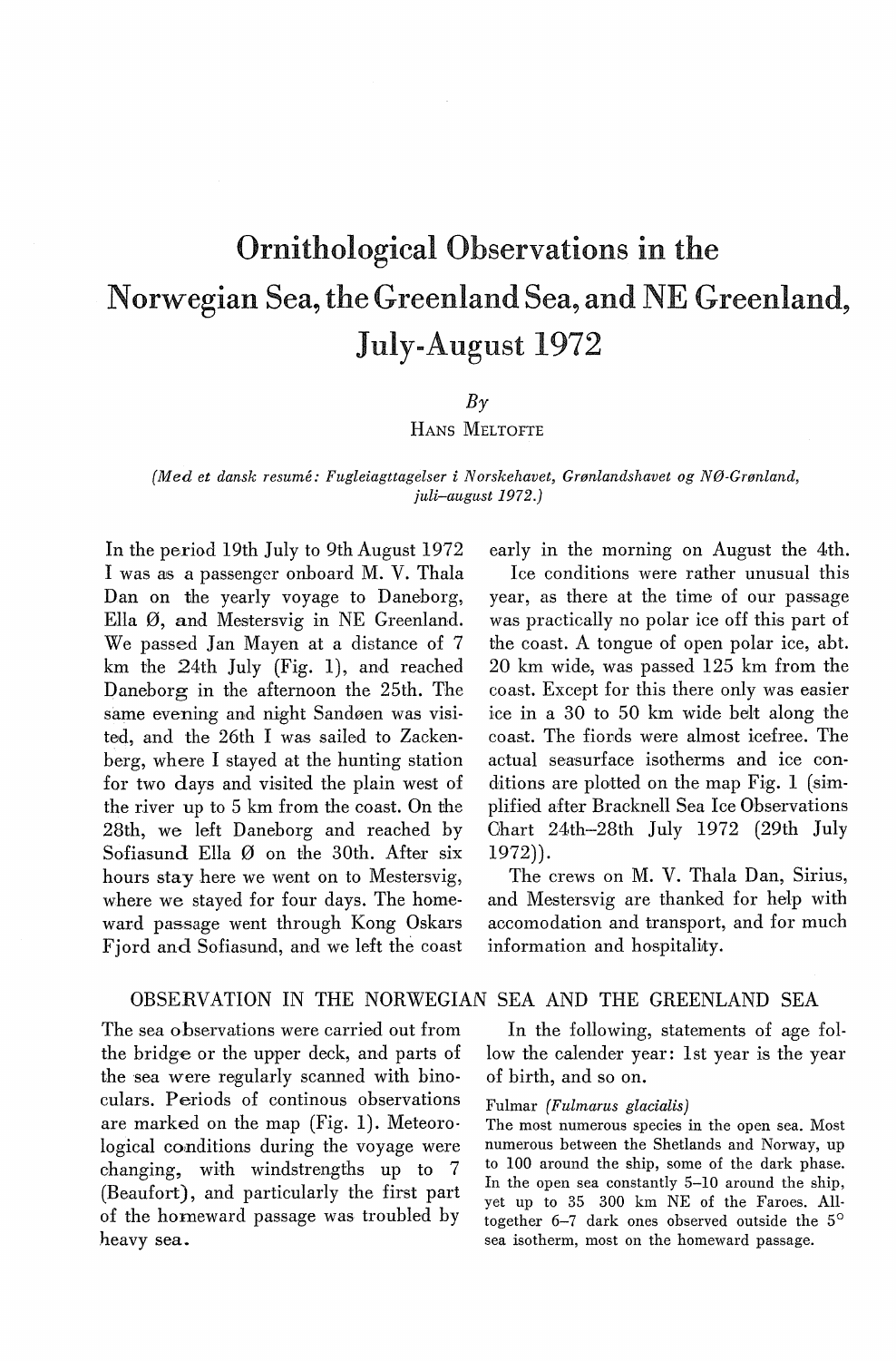# Ornithological Observations in the Norwegian Sea, the Greenland Sea, and NE Greenland, July-August 1972

*By*

HANS MELTOFTE

*(Med et dansk resumé: Fugleiagttagelser i Norskehavet, Grønlandshavet og NØ-Grønland, juli–august 1972.)*

In the period 19th July to 9th August 1972 I was as a passenger onboard M. V. Thala Dan on the yearly voyage to Daneborg, Ella Ø, and Mestersvig in NE Greenland. We passed Jan Mayen at a distance of 7 km the 24th July (Fig. 1), and reached Daneborg in the afternoon the 25th. The same evening and night Sandøen was visited, and the 26th I was sailed to Zackenberg, where I stayed at the hunting station for two days and visited the plain west of the river up to 5 km from the coast. On the 28th, we left Daneborg and reached by Sofiasund Ella Ø on the 30th. After six hours stay here we went on to Mestersvig, where we stayed for four days. The homeward passage went through Kong Oskars Fjord and Sofiasund, and we left the coast early in the morning on August the 4th.

Ice conditions were rather unusual this year, as there at the time of our passage was practically no polar ice off this part of the coast. A tongue of open polar ice, abt. 20 km wide, was passed 125 km from the coast. Except for this there only was easier ice in a 30 to 50 km wide belt along the coast. The fiords were almost icefree. The actual seasurface isotherms and ice conditions are plotted on the map Fig. 1 (simplified after Bracknell Sea Ice Observations Chart 24th–28th July 1972 (29th July 1972)).

The crews on M. V. Thala Dan, Sirius, and Mestersvig are thanked for help with accomodation and transport, and for much information and hospitality.

## OBSERVATION IN THE NORWEGIAN SEA AND THE GREENLAND SEA

The sea observations were carried out from the bridge or the upper deck, and parts of the sea were regularly scanned with binoculars. Periods of continous observations are marked on the map (Fig. 1). Meteorological conditions during the voyage were changing, with windstrengths up to 7 (Beaufort), and particularly the first part of the homeward passage was troubled by heavy sea.

In the following, statements of age follow the calender year: 1st year is the year of birth, and so on.

Fulmar *(Fulmarus glacialis)*

The most numerous species in the open sea. Most numerous between the Shetlands and Norway, up to 100 around the ship, some of the dark phase. In the open sea constantly 5–10 around the ship, yet up to 35 300 km NE of the Faroes. Alltogether 6–7 dark ones observed outside the 5° sea isotherm, most on the homeward passage.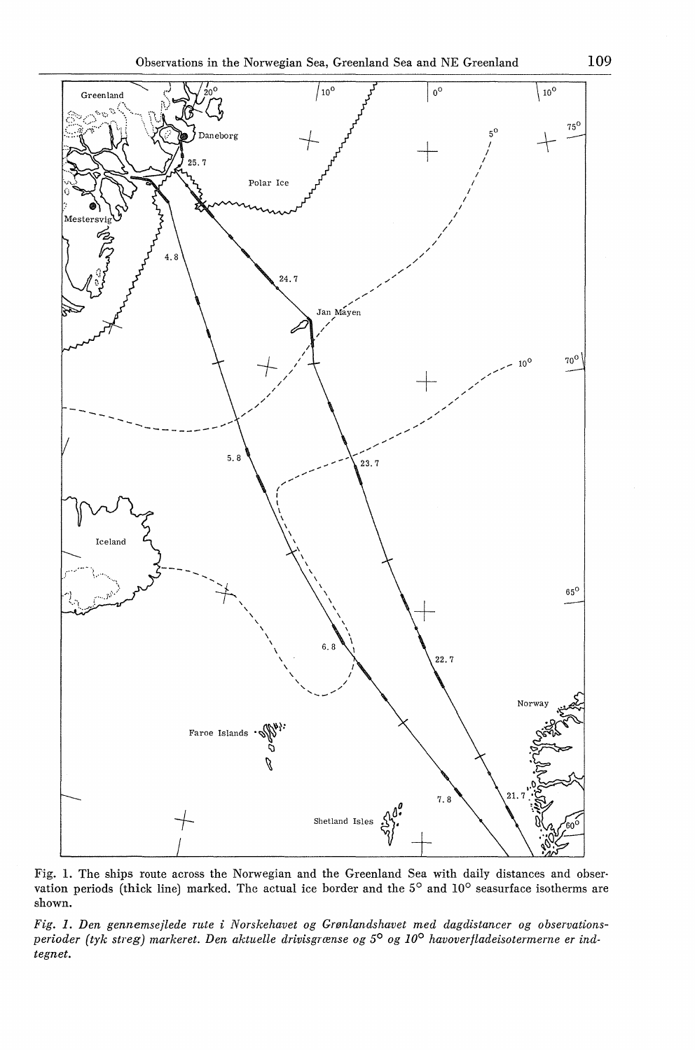Fig. 1. The ships route across the Norwegian and the Greenland Sea with daily distances and observation periods (thick line) marked. The actual ice border and the 5° and 10° seasurface isotherms are shown.

*Fig. 1. Den gennemsejlede rute i Norskehavet og Grønlandshavet med dagdistancer og observationsperioder (tyk streg) markeret. Den aktuelle drivisgrænse og 5° og 10° havoverfladeisotermerne er indtegnet.*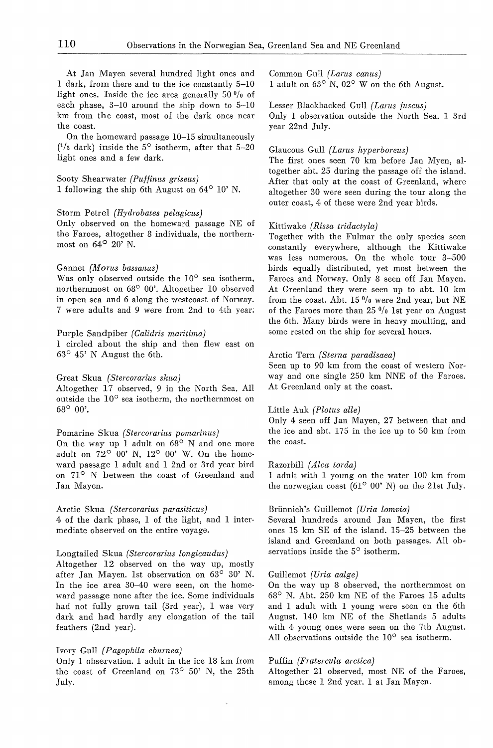At Jan Mayen several hundred light ones and 1 dark, from there and to the ice constantly 5–10 light ones. Inside the ice area generally 50 % of each phase, 3–10 around the ship down to 5–10 km from the coast, most of the dark ones near the coast.

On the homeward passage 10–15 simultaneously (1/3 dark) inside the 5° isotherm, after that 5–20 light ones and a few dark.

Sooty Shearwater *(Puffinus griseus)*
1 following the ship 6th August on 64° 10' N.

Storm Petrel *(Hydrobates pelagicus)*
Only observed on the homeward passage NE of the Faroes, altogether 8 individuals, the northernmost on 64° 20' N.

Gannet *(Morus bassanus)*
Was only observed outside the 10° sea isotherm, northernmost on 68° 00'. Altogether 10 observed in open sea and 6 along the westcoast of Norway. 7 were adults and 9 were from 2nd to 4th year.

Purple Sandpiber *(Calidris maritima)*
1 circled about the ship and then flew east on 63° 45' N August the 6th.

Great Skua *(Stercorarius skua)*
Altogether 17 observed, 9 in the North Sea. All outside the 10° sea isotherm, the northernmost on 68° 00'.

Pomarine Skua *(Stercorarius pomarinus)*
On the way up 1 adult on 68° N and one more adult on 72° 00' N, 12° 00' W. On the homeward passage 1 adult and 1 2nd or 3rd year bird on 71° N between the coast of Greenland and Jan Mayen.

Arctic Skua *(Stercorarius parasiticus)*
4 of the dark phase, 1 of the light, and 1 intermediate observed on the entire voyage.

Longtailed Skua *(Stercorarius longicaudus)*
Altogether 12 observed on the way up, mostly after Jan Mayen. 1st observation on 63° 30' N. In the ice area 30–40 were seen, on the homeward passage none after the ice. Some individuals had not fully grown tail (3rd year), 1 was very dark and had hardly any elongation of the tail feathers (2nd year).

Ivory Gull *(Pagophila eburnea)*
Only 1 observation. 1 adult in the ice 18 km from the coast of Greenland on 73° 50' N, the 25th July.

Common Gull *(Larus canus)*
1 adult on 63° N, 02° W on the 6th August.

Lesser Blackbacked Gull *(Larus fuscus)*
Only 1 observation outside the North Sea. 1 3rd year 22nd July.

Glaucous Gull *(Larus hyperboreus)*
The first ones seen 70 km before Jan Myen, altogether abt. 25 during the passage off the island. After that only at the coast of Greenland, where altogether 30 were seen during the tour along the outer coast, 4 of these were 2nd year birds.

Kittiwake *(Rissa tridactyla)*
Together with the Fulmar the only species seen constantly everywhere, although the Kittiwake was less numerous. On the whole tour 3–500 birds equally distributed, yet most between the Faroes and Norway. Only 8 seen off Jan Mayen. At Greenland they were seen up to abt. 10 km from the coast. Abt. 15 % were 2nd year, but NE of the Faroes more than 25 % 1st year on August the 6th. Many birds were in heavy moulting, and some rested on the ship for several hours.

Arctic Tern *(Sterna paradisaea)*
Seen up to 90 km from the coast of western Norway and one single 250 km NNE of the Faroes. At Greenland only at the coast.

Little Auk *(Plotus alle)*
Only 4 seen off Jan Mayen, 27 between that and the ice and abt. 175 in the ice up to 50 km from the coast.

Razorbill *(Alca torda)*
1 adult with 1 young on the water 100 km from the norwegian coast (61° 00' N) on the 21st July.

Brünnich's Guillemot *(Uria lomvia)*
Several hundreds around Jan Mayen, the first ones 15 km SE of the island. 15–25 between the island and Greenland on both passages. All observations inside the 5° isotherm.

Guillemot *(Uria aalge)*
On the way up 8 observed, the northernmost on 68° N. Abt. 250 km NE of the Faroes 15 adults and 1 adult with 1 young were seen on the 6th August. 140 km NE of the Shetlands 5 adults with 4 young ones were seen on the 7th August. All observations outside the 10° sea isotherm.

Puffin *(Fratercula arctica)*
Altogether 21 observed, most NE of the Faroes, among these 1 2nd year. 1 at Jan Mayen.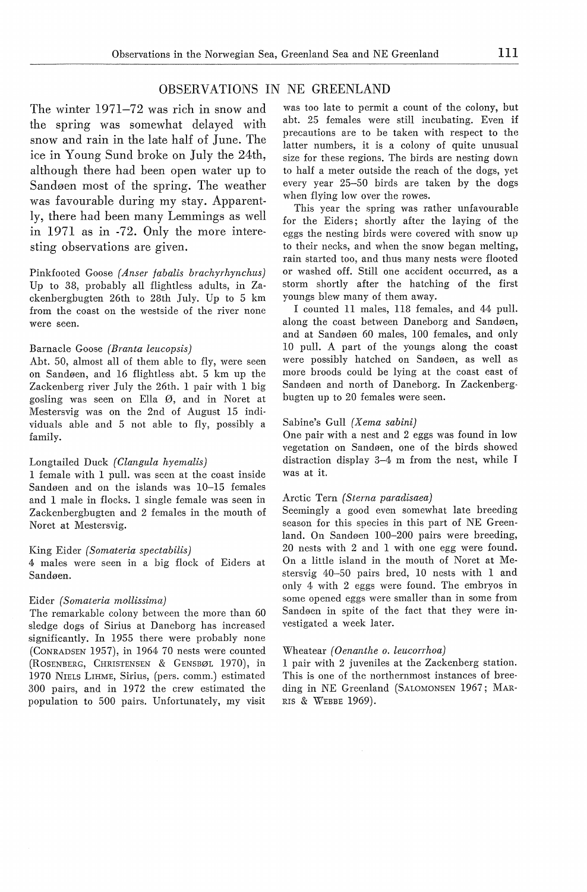## OBSERVATIONS IN NE GREENLAND

The winter 1971–72 was rich in snow and the spring was somewhat delayed with snow and rain in the late half of June. The ice in Young Sund broke on July the 24th, although there had been open water up to Sandøen most of the spring. The weather was favourable during my stay. Apparently, there had been many Lemmings as well in 1971 as in -72. Only the more interesting observations are given.

Pinkfooted Goose *(Anser fabalis brachyrhynchus)*
Up to 38, probably all flightless adults, in Zackenbergbugten 26th to 28th July. Up to 5 km from the coast on the westside of the river none were seen.

Barnacle Goose *(Branta leucopsis)*
Abt. 50, almost all of them able to fly, were seen on Sandøen, and 16 flightless abt. 5 km up the Zackenberg river July the 26th. 1 pair with 1 big gosling was seen on Ella Ø, and in Noret at Mestersvig was on the 2nd of August 15 individuals able and 5 not able to fly, possibly a family.

Longtailed Duck *(Clangula hyemalis)*
1 female with 1 pull. was seen at the coast inside Sandøen and on the islands was 10–15 females and 1 male in flocks. 1 single female was seen in Zackenbergbugten and 2 females in the mouth of Noret at Mestersvig.

King Eider *(Somateria spectabilis)*
4 males were seen in a big flock of Eiders at Sandøen.

Eider *(Somateria mollissima)*
The remarkable colony between the more than 60 sledge dogs of Sirius at Daneborg has increased significantly. In 1955 there were probably none (Conradsen 1957), in 1964 70 nests were counted (Rosenberg, Christensen & Gensbøl 1970), in 1970 Niels Lihme, Sirius, (pers. comm.) estimated 300 pairs, and in 1972 the crew estimated the population to 500 pairs. Unfortunately, my visit was too late to permit a count of the colony, but abt. 25 females were still incubating. Even if precautions are to be taken with respect to the latter numbers, it is a colony of quite unusual size for these regions. The birds are nesting down to half a meter outside the reach of the dogs, yet every year 25–50 birds are taken by the dogs when flying low over the rowes.

This year the spring was rather unfavourable for the Eiders; shortly after the laying of the eggs the nesting birds were covered with snow up to their necks, and when the snow began melting, rain started too, and thus many nests were flooted or washed off. Still one accident occurred, as a storm shortly after the hatching of the first youngs blew many of them away.

I counted 11 males, 118 females, and 44 pull. along the coast between Daneborg and Sandøen, and at Sandøen 60 males, 100 females, and only 10 pull. A part of the youngs along the coast were possibly hatched on Sandøen, as well as more broods could be lying at the coast east of Sandøen and north of Daneborg. In Zackenbergbugten up to 20 females were seen.

Sabine's Gull *(Xema sabini)*
One pair with a nest and 2 eggs was found in low vegetation on Sandøen, one of the birds showed distraction display 3–4 m from the nest, while I was at it.

Arctic Tern *(Sterna paradisaea)*
Seemingly a good even somewhat late breeding season for this species in this part of NE Greenland. On Sandøen 100–200 pairs were breeding, 20 nests with 2 and 1 with one egg were found. On a little island in the mouth of Noret at Mestersvig 40–50 pairs bred, 10 nests with 1 and only 4 with 2 eggs were found. The embryos in some opened eggs were smaller than in some from Sandøen in spite of the fact that they were investigated a week later.

Wheatear *(Oenanthe o. leucorrhoa)*
1 pair with 2 juveniles at the Zackenberg station. This is one of the northernmost instances of breeding in NE Greenland (Salomonsen 1967; Marris & Webbe 1969).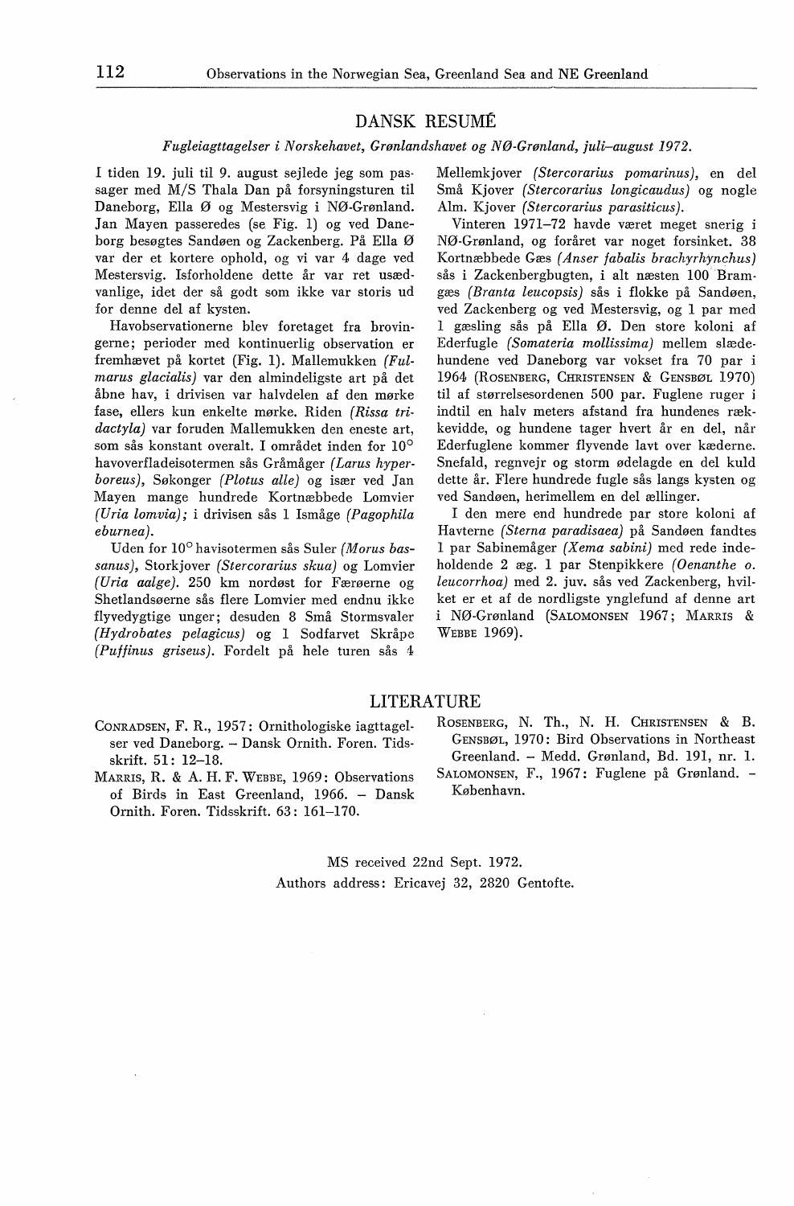## DANSK RESUMÉ

*Fugleiagttagelser i Norskehavet, Grønlandshavet og NØ-Grønland, juli–august 1972.*

I tiden 19. juli til 9. august sejlede jeg som passager med M/S Thala Dan på forsyningsturen til Daneborg, Ella Ø og Mestersvig i NØ-Grønland. Jan Mayen passeredes (se Fig. 1) og ved Daneborg besøgtes Sandøen og Zackenberg. På Ella Ø var der et kortere ophold, og vi var 4 dage ved Mestersvig. Isforholdene dette år var ret usædvanlige, idet der så godt som ikke var storis ud for denne del af kysten.

Havobservationerne blev foretaget fra brovingerne; perioder med kontinuerlig observation er fremhævet på kortet (Fig. 1). Mallemukken *(Fulmarus glacialis)* var den almindeligste art på det åbne hav, i drivisen var halvdelen af den mørke fase, ellers kun enkelte mørke. Riden *(Rissa tridactyla)* var foruden Mallemukken den eneste art, som sås konstant overalt. I området inden for 10° havoverfladeisotermen sås Gråmåger *(Larus hyperboreus)*, Søkonger *(Plotus alle)* og især ved Jan Mayen mange hundrede Kortnæbbede Lomvier *(Uria lomvia)*; i drivisen sås 1 Ismåge *(Pagophila eburnea)*.

Uden for 10° havisotermen sås Suler *(Morus bassanus)*, Storkjover *(Stercorarius skua)* og Lomvier *(Uria aalge)*. 250 km nordøst for Færøerne og Shetlandsøerne sås flere Lomvier med endnu ikke flyvedygtige unger; desuden 8 Små Stormsvaler *(Hydrobates pelagicus)* og 1 Sodfarvet Skråpe *(Puffinus griseus)*. Fordelt på hele turen sås 4 Mellemkjover *(Stercorarius pomarinus)*, en del Små Kjover *(Stercorarius longicaudus)* og nogle Alm. Kjover *(Stercorarius parasiticus)*.

Vinteren 1971–72 havde været meget snerig i NØ-Grønland, og foråret var noget forsinket. 38 Kortnæbbede Gæs *(Anser fabalis brachyrhynchus)* sås i Zackenbergbugten, i alt næsten 100 Bramgæs *(Branta leucopsis)* sås i flokke på Sandøen, ved Zackenberg og ved Mestersvig, og 1 par med 1 gæsling sås på Ella Ø. Den store koloni af Ederfugle *(Somateria mollissima)* mellem slædehundene ved Daneborg var vokset fra 70 par i 1964 (Rosenberg, Christensen & Gensbøl 1970) til af størrelsesordenen 500 par. Fuglene ruger i indtil en halv meters afstand fra hundenes rækkevidde, og hundene tager hvert år en del, når Ederfuglene kommer flyvende lavt over kæderne. Snefald, regnvejr og storm ødelagde en del kuld dette år. Flere hundrede fugle sås langs kysten og ved Sandøen, herimellem en del ællinger.

I den mere end hundrede par store koloni af Havterne *(Sterna paradisaea)* på Sandøen fandtes 1 par Sabinemåger *(Xema sabini)* med rede indeholdende 2 æg. 1 par Stenpikkere *(Oenanthe o. leucorrhoa)* med 2. juv. sås ved Zackenberg, hvilket er et af de nordligste ynglefund af denne art i NØ-Grønland (Salomonsen 1967; Marris & Webbe 1969).

## LITERATURE

Conradsen, F. R., 1957: Ornithologiske iagttagelser ved Daneborg. – Dansk Ornith. Foren. Tidsskrift. 51: 12–18.

Marris, R. & A. H. F. Webbe, 1969: Observations of Birds in East Greenland, 1966. – Dansk Ornith. Foren. Tidsskrift. 63: 161–170.

Rosenberg, N. Th., N. H. Christensen & B. Gensbøl, 1970: Bird Observations in Northeast Greenland. – Medd. Grønland, Bd. 191, nr. 1.

Salomonsen, F., 1967: Fuglene på Grønland. – København.

MS received 22nd Sept. 1972.

Authors address: Ericavej 32, 2820 Gentofte.